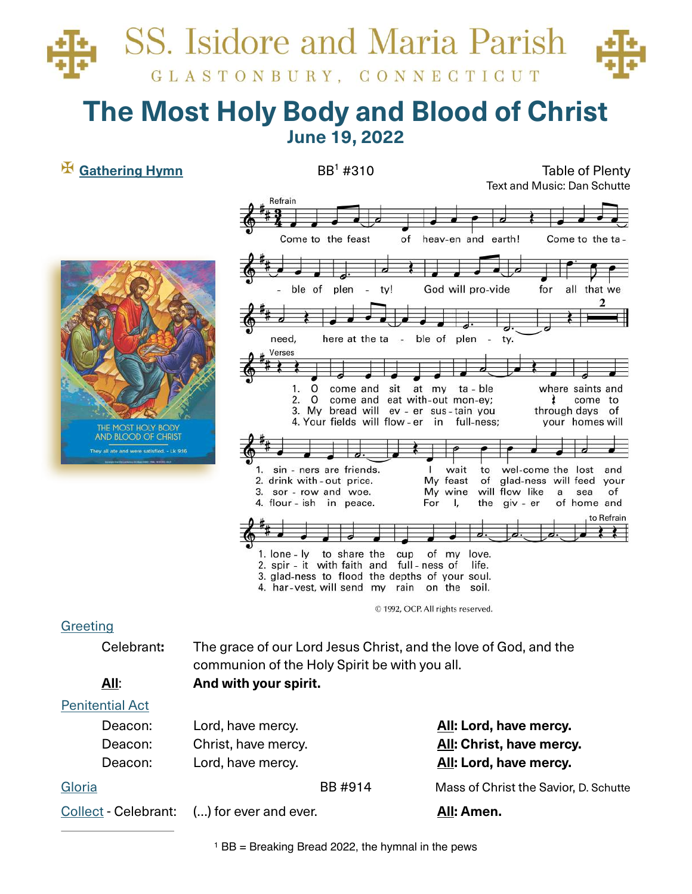# SS. Isidore and Maria Parish

GLASTONBURY, CONNECTICUT

# The Most Holy Body and Blood of Christ

## June 19, 2022

✠ **Gathering Hymn** BB[1] #310 Table of Plenty

Text and Music: Dan Schutte

Refrain

Come to the feast of heav-en and earth! Come to the ta - ble of plen - ty! God will pro-vide for all that we need, here at the ta - ble of plen - ty.

Verses

1. O come and sit at my ta - ble where saints and sin - ners are friends. I wait to wel-come the lost and lone - ly to share the cup of my love.
2. O come and eat with-out mon-ey; come to drink with - out price. My feast of glad-ness will feed your spir - it with faith and full - ness of life.
3. My bread will ev - er sus - tain you through days of sor - row and woe. My wine will flow like a sea of glad-ness to flood the depths of your soul.
4. Your fields will flow - er in full-ness; your homes will flour - ish in peace. For I, the giv - er of home and har-vest, will send my rain on the soil.

to Refrain

© 1992, OCP. All rights reserved.

THE MOST HOLY BODY AND BLOOD OF CHRIST

They all ate and were satisfied. - Lk 9:16

**Greeting**

Celebrant**:** The grace of our Lord Jesus Christ, and the love of God, and the communion of the Holy Spirit be with you all.

**All**: **And with your spirit.**

**Penitential Act**

| | | |
|---|---|---|
| Deacon: | Lord, have mercy. | **All: Lord, have mercy.** |
| Deacon: | Christ, have mercy. | **All: Christ, have mercy.** |
| Deacon: | Lord, have mercy. | **All: Lord, have mercy.** |

**Gloria** BB #914 Mass of Christ the Savior, D. Schutte

**Collect** - Celebrant: (...) for ever and ever. **All: Amen.**

[1] BB = Breaking Bread 2022, the hymnal in the pews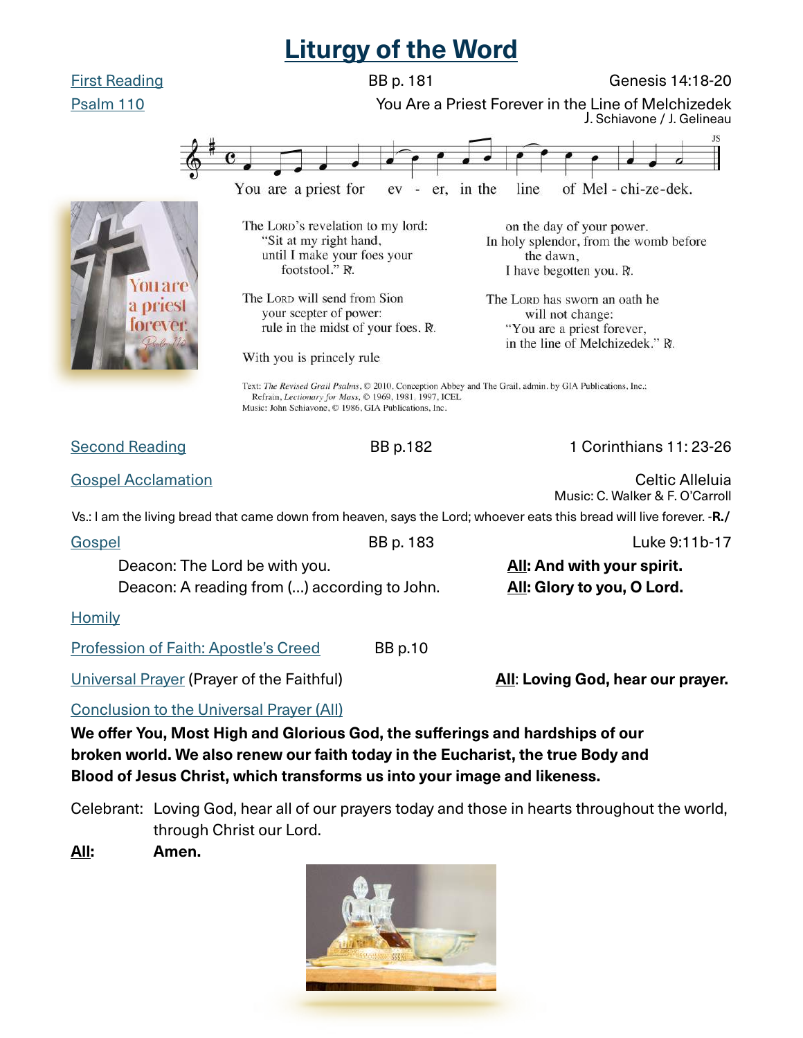# Liturgy of the Word

First Reading — BB p. 181 — Genesis 14:18-20

Psalm 110 — You Are a Priest Forever in the Line of Melchizedek
J. Schiavone / J. Gelineau

You are a priest for ev - er, in the line of Mel - chi-ze-dek.

The Lord's revelation to my lord:
"Sit at my right hand,
until I make your foes your
footstool." ℟.

The Lord will send from Sion
your scepter of power:
rule in the midst of your foes. ℟.

With you is princely rule
on the day of your power.
In holy splendor, from the womb before
the dawn,
I have begotten you. ℟.

The Lord has sworn an oath he
will not change:
"You are a priest forever,
in the line of Melchizedek." ℟.

Text: *The Revised Grail Psalms*, © 2010, Conception Abbey and The Grail, admin. by GIA Publications, Inc.;
Refrain, *Lectionary for Mass*, © 1969, 1981, 1997, ICEL
Music: John Schiavone, © 1986, GIA Publications, Inc.

Second Reading — BB p.182 — 1 Corinthians 11: 23-26

Gospel Acclamation — Celtic Alleluia
Music: C. Walker & F. O'Carroll

Vs.: I am the living bread that came down from heaven, says the Lord; whoever eats this bread will live forever. -**R./**

Gospel — BB p. 183 — Luke 9:11b-17

Deacon: The Lord be with you. — **All: And with your spirit.**

Deacon: A reading from (...) according to John. — **All: Glory to you, O Lord.**

Homily

Profession of Faith: Apostle's Creed — BB p.10

Universal Prayer (Prayer of the Faithful) — **All: Loving God, hear our prayer.**

Conclusion to the Universal Prayer (All)

**We offer You, Most High and Glorious God, the sufferings and hardships of our broken world. We also renew our faith today in the Eucharist, the true Body and Blood of Jesus Christ, which transforms us into your image and likeness.**

Celebrant: Loving God, hear all of our prayers today and those in hearts throughout the world, through Christ our Lord.

**All: Amen.**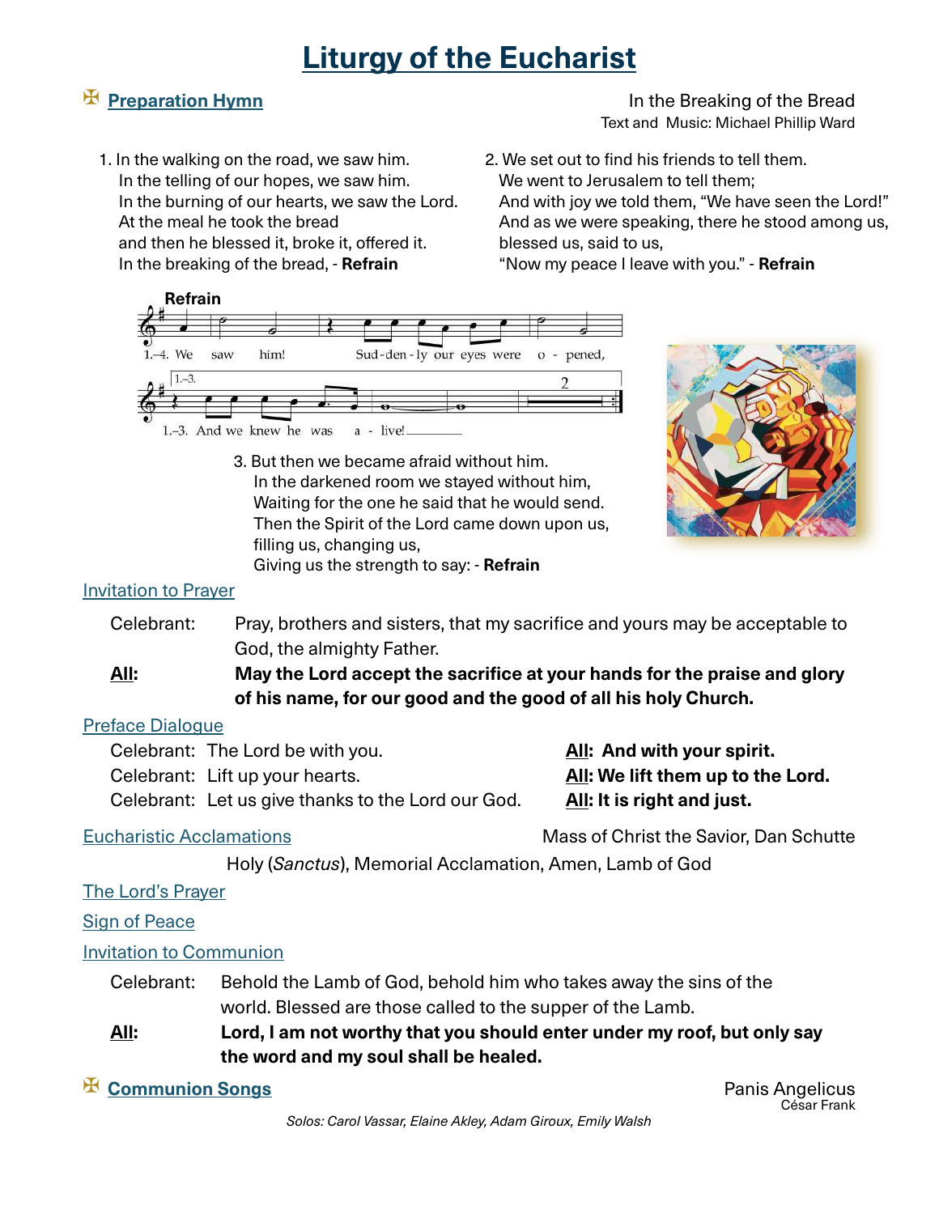# Liturgy of the Eucharist

## ✠ Preparation Hymn

In the Breaking of the Bread
Text and Music: Michael Phillip Ward

1. In the walking on the road, we saw him.
   In the telling of our hopes, we saw him.
   In the burning of our hearts, we saw the Lord.
   At the meal he took the bread
   and then he blessed it, broke it, offered it.
   In the breaking of the bread, - **Refrain**

2. We set out to find his friends to tell them.
   We went to Jerusalem to tell them;
   And with joy we told them, "We have seen the Lord!"
   And as we were speaking, there he stood among us,
   blessed us, said to us,
   "Now my peace I leave with you." - **Refrain**

**Refrain**

1.–4. We saw him! Sud-den-ly our eyes were o - pened,
1.–3. And we knew he was a - live!

3. But then we became afraid without him.
   In the darkened room we stayed without him,
   Waiting for the one he said that he would send.
   Then the Spirit of the Lord came down upon us,
   filling us, changing us,
   Giving us the strength to say: - **Refrain**

### Invitation to Prayer

Celebrant: Pray, brothers and sisters, that my sacrifice and yours may be acceptable to God, the almighty Father.

**All: May the Lord accept the sacrifice at your hands for the praise and glory of his name, for our good and the good of all his holy Church.**

### Preface Dialogue

Celebrant: The Lord be with you. **All: And with your spirit.**
Celebrant: Lift up your hearts. **All: We lift them up to the Lord.**
Celebrant: Let us give thanks to the Lord our God. **All: It is right and just.**

### Eucharistic Acclamations

Mass of Christ the Savior, Dan Schutte

Holy (*Sanctus*), Memorial Acclamation, Amen, Lamb of God

### The Lord's Prayer

### Sign of Peace

### Invitation to Communion

Celebrant: Behold the Lamb of God, behold him who takes away the sins of the world. Blessed are those called to the supper of the Lamb.

**All: Lord, I am not worthy that you should enter under my roof, but only say the word and my soul shall be healed.**

## ✠ Communion Songs

Panis Angelicus
César Frank

*Solos: Carol Vassar, Elaine Akley, Adam Giroux, Emily Walsh*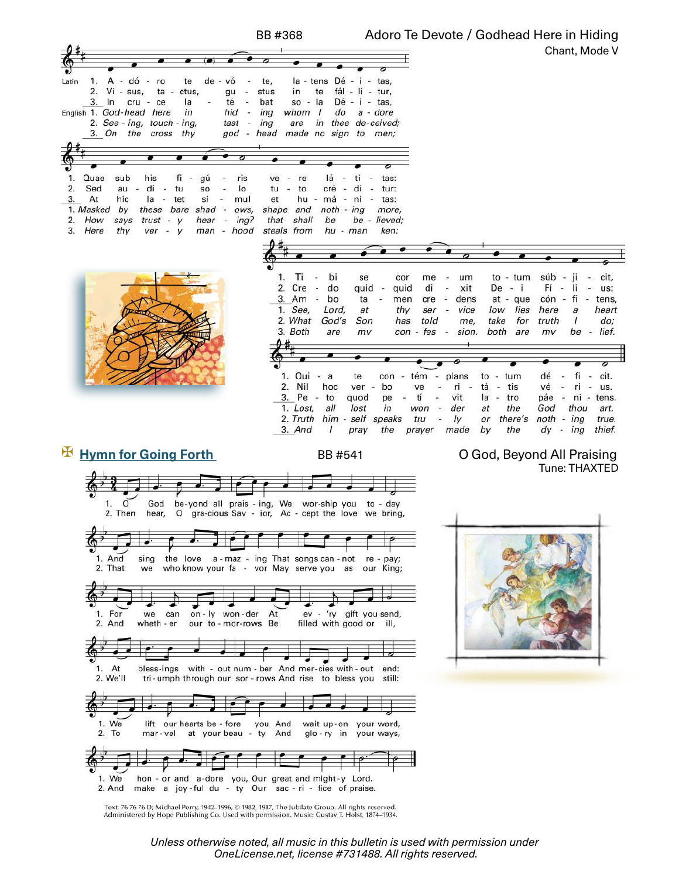BB #368

## Adoro Te Devote / Godhead Here in Hiding

Chant, Mode V

Latin
1. A - dó - ro te de - vó - te, la - tens Dé - i - tas,
2. Vi - sus, ta - ctus, gu - stus in te fál - li - tur,
3. In cru - ce la - tē - bat so - la Dē - i - tas,

English
1. *God-head here in hid - ing whom I do a - dore*
2. *See - ing, touch - ing, tast - ing are in thee de - ceived;*
3. *On the cross thy god - head made no sign to men;*

1. Quae sub his fi - gú - ris ve - re lá - ti - tas:
2. Sed au - dí - tu so - lo tu - to cré - di - tur:
3. At hic la - tet si - mul et hu - má - ni - tas:
1. *Masked by these bare shad - ows, shape and noth - ing more,*
2. *How says trust - y hear - ing? that shall be be - lieved;*
3. *Here thy ver - y man - hood steals from hu - man ken:*

1. Ti - bi se cor me - um to - tum súb - ji - cit,
2. Cre - do quid - quid di - xit De - i Fí - li - us:
3. Am - bo ta - men cre - dens at - que cón - fi - tens,
1. *See, Lord, at thy ser - vice low lies here a heart*
2. *What God's Son has told me, take for truth I do;*
3. *Both are my con - fes - sion, both are my be - lief.*

1. Qui - a te con - tém - plans to - tum dé - fi - cit.
2. Nil hoc ver - bo ve - ri - tá - tis vé - ri - us.
3. Pe - to quod pe - tí - vit la - tro páe - ni - tens.
1. *Lost, all lost in won - der at the God thou art.*
2. *Truth him - self speaks tru - ly or there's noth - ing true.*
3. *And I pray the prayer made by the dy - ing thief.*

## ✠ Hymn for Going Forth

BB #541

## O God, Beyond All Praising

Tune: THAXTED

1. O God be-yond all prais - ing, We wor-ship you to - day
2. Then hear, O gra-cious Sav - ior, Ac - cept the love we bring,

1. And sing the love a - maz - ing That songs can - not re - pay;
2. That we who know your fa - vor May serve you as our King;

1. For we can on - ly won - der At ev - 'ry gift you send,
2. And wheth - er our to - mor-rows Be filled with good or ill,

1. At bless-ings with - out num - ber And mer-cies with - out end:
2. We'll tri - umph through our sor - rows And rise to bless you still:

1. We lift our hearts be - fore you And wait up - on your word,
2. To mar - vel at your beau - ty And glo - ry in your ways,

1. We hon - or and a - dore you, Our great and might - y Lord.
2. And make a joy - ful du - ty Our sac - ri - fice of praise.

Text: 76 76 76 D; Michael Perry, 1942–1996, © 1982, 1987, The Jubilate Group. All rights reserved. Administered by Hope Publishing Co. Used with permission. Music: Gustav T. Holst, 1874–1934.

*Unless otherwise noted, all music in this bulletin is used with permission under OneLicense.net, license #731488. All rights reserved.*